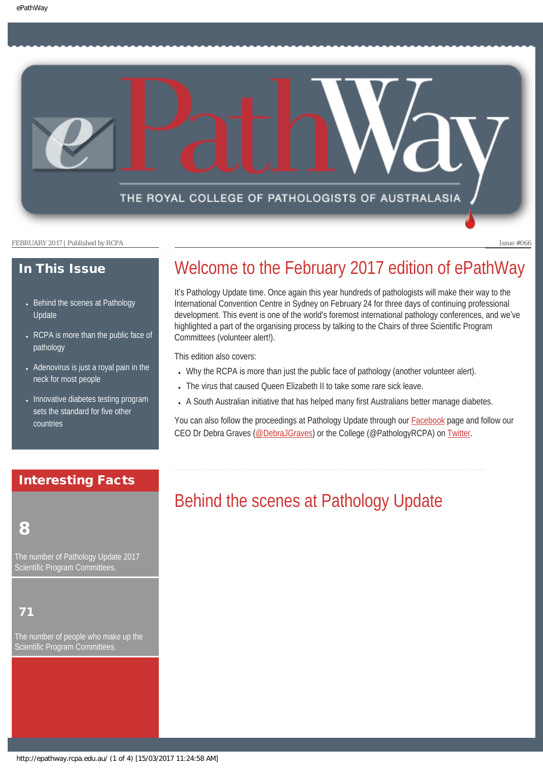FEBRUARY 2017 | Published by RCPA

Issue #066

## In This Issue

- Behind the scenes at Pathology Update
- RCPA is more than the public face of pathology
- Adenovirus is just a royal pain in the neck for most people
- Innovative diabetes testing program sets the standard for five other countries

## Interesting Facts

**8**

The number of Pathology Update 2017 Scientific Program Committees.

**71**

The number of people who make up the Scientific Program Committees.

# Welcome to the February 2017 edition of ePathWay

It's Pathology Update time. Once again this year hundreds of pathologists will make their way to the International Convention Centre in Sydney on February 24 for three days of continuing professional development. This event is one of the world's foremost international pathology conferences, and we've highlighted a part of the organising process by talking to the Chairs of three Scientific Program Committees (volunteer alert!).

This edition also covers:

- Why the RCPA is more than just the public face of pathology (another volunteer alert).
- The virus that caused Queen Elizabeth II to take some rare sick leave.
- A South Australian initiative that has helped many first Australians better manage diabetes.

You can also follow the proceedings at Pathology Update through our Facebook page and follow our CEO Dr Debra Graves (@DebraJGraves) or the College (@PathologyRCPA) on Twitter.

# Behind the scenes at Pathology Update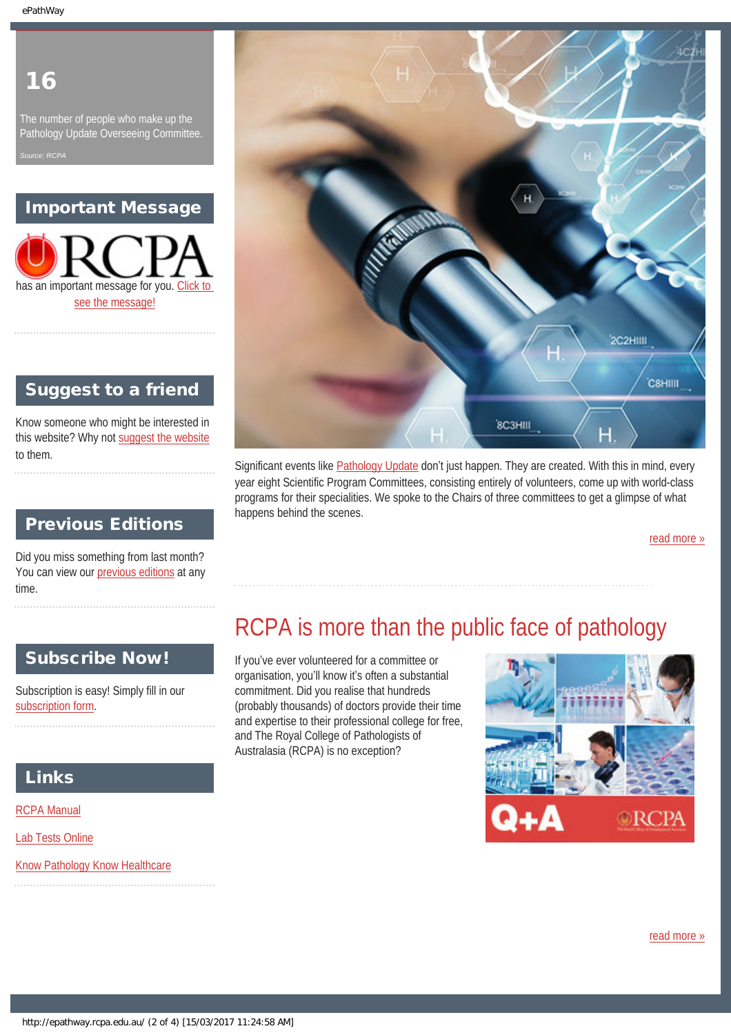**16**

The number of people who make up the Pathology Update Overseeing Committee.

*Source: RCPA*

## Important Message

RCPA has an important message for you. Click to see the message!

## Suggest to a friend

Know someone who might be interested in this website? Why not suggest the website to them.

## Previous Editions

Did you miss something from last month? You can view our previous editions at any time.

## Subscribe Now!

Subscription is easy! Simply fill in our subscription form.

## Links

RCPA Manual

Lab Tests Online

Know Pathology Know Healthcare

---

Significant events like Pathology Update don't just happen. They are created. With this in mind, every year eight Scientific Program Committees, consisting entirely of volunteers, come up with world-class programs for their specialities. We spoke to the Chairs of three committees to get a glimpse of what happens behind the scenes.

read more »

# RCPA is more than the public face of pathology

If you've ever volunteered for a committee or organisation, you'll know it's often a substantial commitment. Did you realise that hundreds (probably thousands) of doctors provide their time and expertise to their professional college for free, and The Royal College of Pathologists of Australasia (RCPA) is no exception?

read more »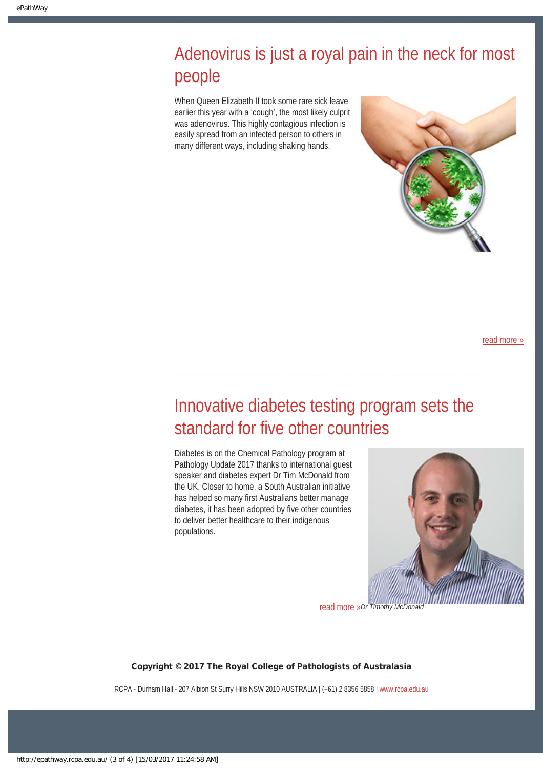# Adenovirus is just a royal pain in the neck for most people

When Queen Elizabeth II took some rare sick leave earlier this year with a 'cough', the most likely culprit was adenovirus. This highly contagious infection is easily spread from an infected person to others in many different ways, including shaking hands.

read more »

# Innovative diabetes testing program sets the standard for five other countries

Diabetes is on the Chemical Pathology program at Pathology Update 2017 thanks to international guest speaker and diabetes expert Dr Tim McDonald from the UK. Closer to home, a South Australian initiative has helped so many first Australians better manage diabetes, it has been adopted by five other countries to deliver better healthcare to their indigenous populations.

read more »

*Dr Timothy McDonald*

**Copyright © 2017 The Royal College of Pathologists of Australasia**

RCPA - Durham Hall - 207 Albion St Surry Hills NSW 2010 AUSTRALIA | (+61) 2 8356 5858 | www.rcpa.edu.au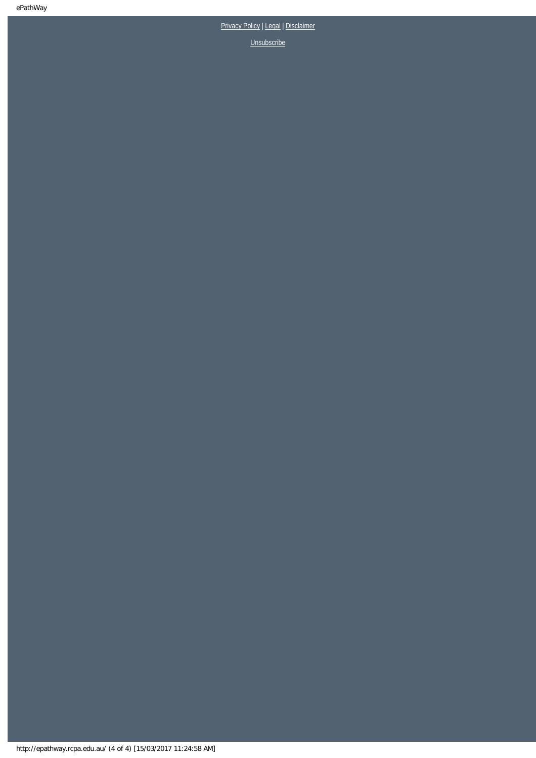Privacy Policy | Legal | Disclaimer

Unsubscribe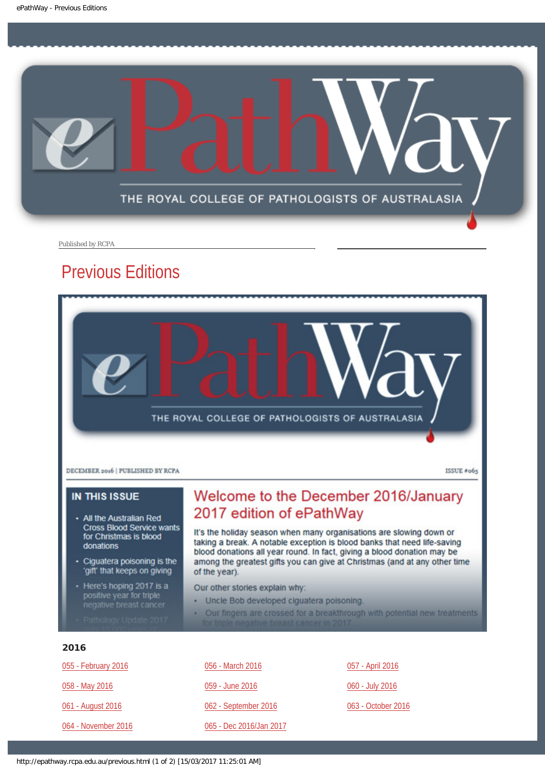Published by RCPA

# Previous Editions

DECEMBER 2016 | PUBLISHED BY RCPA

ISSUE #065

**IN THIS ISSUE**

- All the Australian Red Cross Blood Service wants for Christmas is blood donations
- Ciguatera poisoning is the 'gift' that keeps on giving
- Here's hoping 2017 is a positive year for triple negative breast cancer
- Pathology Update 2017

## Welcome to the December 2016/January 2017 edition of ePathWay

It's the holiday season when many organisations are slowing down or taking a break. A notable exception is blood banks that need life-saving blood donations all year round. In fact, giving a blood donation may be among the greatest gifts you can give at Christmas (and at any other time of the year).

Our other stories explain why:

- Uncle Bob developed ciguatera poisoning.
- Our fingers are crossed for a breakthrough with potential new treatments for triple negative breast cancer in 2017.

### 2016

- 055 - February 2016
- 056 - March 2016
- 057 - April 2016
- 058 - May 2016
- 059 - June 2016
- 060 - July 2016
- 061 - August 2016
- 062 - September 2016
- 063 - October 2016
- 064 - November 2016
- 065 - Dec 2016/Jan 2017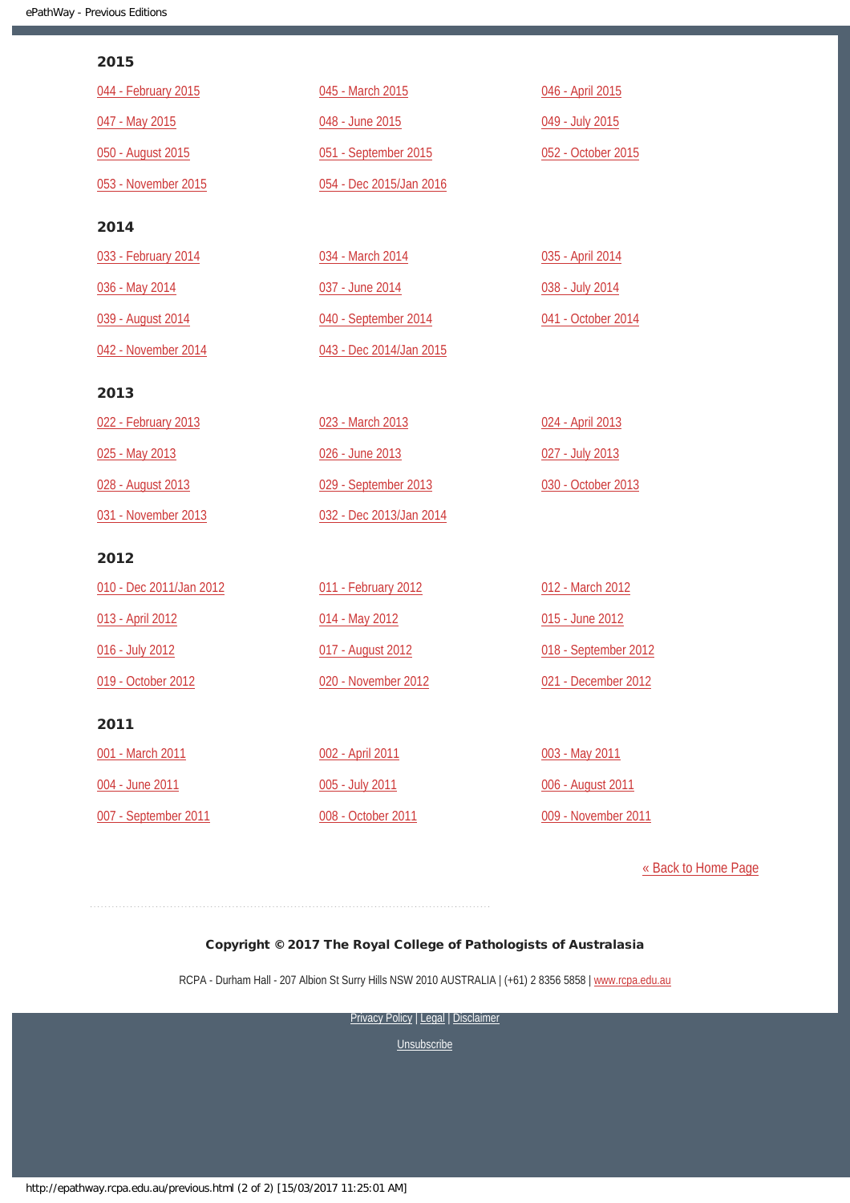## 2015

044 - February 2015

045 - March 2015

046 - April 2015

047 - May 2015

048 - June 2015

049 - July 2015

050 - August 2015

051 - September 2015

052 - October 2015

053 - November 2015

054 - Dec 2015/Jan 2016

## 2014

033 - February 2014

034 - March 2014

035 - April 2014

036 - May 2014

037 - June 2014

038 - July 2014

039 - August 2014

040 - September 2014

041 - October 2014

042 - November 2014

043 - Dec 2014/Jan 2015

## 2013

022 - February 2013

023 - March 2013

024 - April 2013

025 - May 2013

026 - June 2013

027 - July 2013

028 - August 2013

029 - September 2013

030 - October 2013

031 - November 2013

032 - Dec 2013/Jan 2014

## 2012

010 - Dec 2011/Jan 2012

011 - February 2012

012 - March 2012

013 - April 2012

014 - May 2012

015 - June 2012

016 - July 2012

017 - August 2012

018 - September 2012

019 - October 2012

020 - November 2012

021 - December 2012

## 2011

001 - March 2011

002 - April 2011

003 - May 2011

004 - June 2011

005 - July 2011

006 - August 2011

007 - September 2011

008 - October 2011

009 - November 2011

« Back to Home Page

**Copyright © 2017 The Royal College of Pathologists of Australasia**

RCPA - Durham Hall - 207 Albion St Surry Hills NSW 2010 AUSTRALIA | (+61) 2 8356 5858 | www.rcpa.edu.au

Privacy Policy | Legal | Disclaimer

Unsubscribe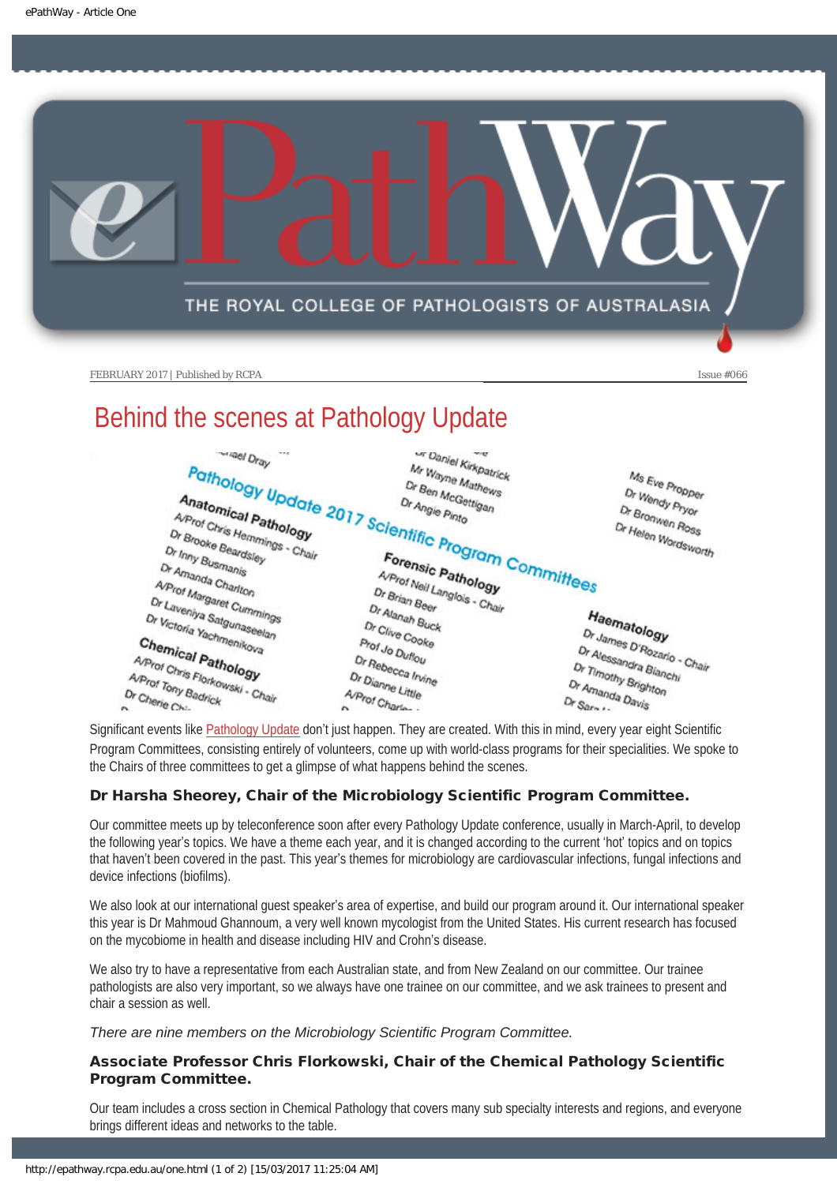# Behind the scenes at Pathology Update

Significant events like Pathology Update don't just happen. They are created. With this in mind, every year eight Scientific Program Committees, consisting entirely of volunteers, come up with world-class programs for their specialities. We spoke to the Chairs of three committees to get a glimpse of what happens behind the scenes.

### Dr Harsha Sheorey, Chair of the Microbiology Scientific Program Committee.

Our committee meets up by teleconference soon after every Pathology Update conference, usually in March-April, to develop the following year's topics. We have a theme each year, and it is changed according to the current 'hot' topics and on topics that haven't been covered in the past. This year's themes for microbiology are cardiovascular infections, fungal infections and device infections (biofilms).

We also look at our international guest speaker's area of expertise, and build our program around it. Our international speaker this year is Dr Mahmoud Ghannoum, a very well known mycologist from the United States. His current research has focused on the mycobiome in health and disease including HIV and Crohn's disease.

We also try to have a representative from each Australian state, and from New Zealand on our committee. Our trainee pathologists are also very important, so we always have one trainee on our committee, and we ask trainees to present and chair a session as well.

*There are nine members on the Microbiology Scientific Program Committee.*

### Associate Professor Chris Florkowski, Chair of the Chemical Pathology Scientific Program Committee.

Our team includes a cross section in Chemical Pathology that covers many sub specialty interests and regions, and everyone brings different ideas and networks to the table.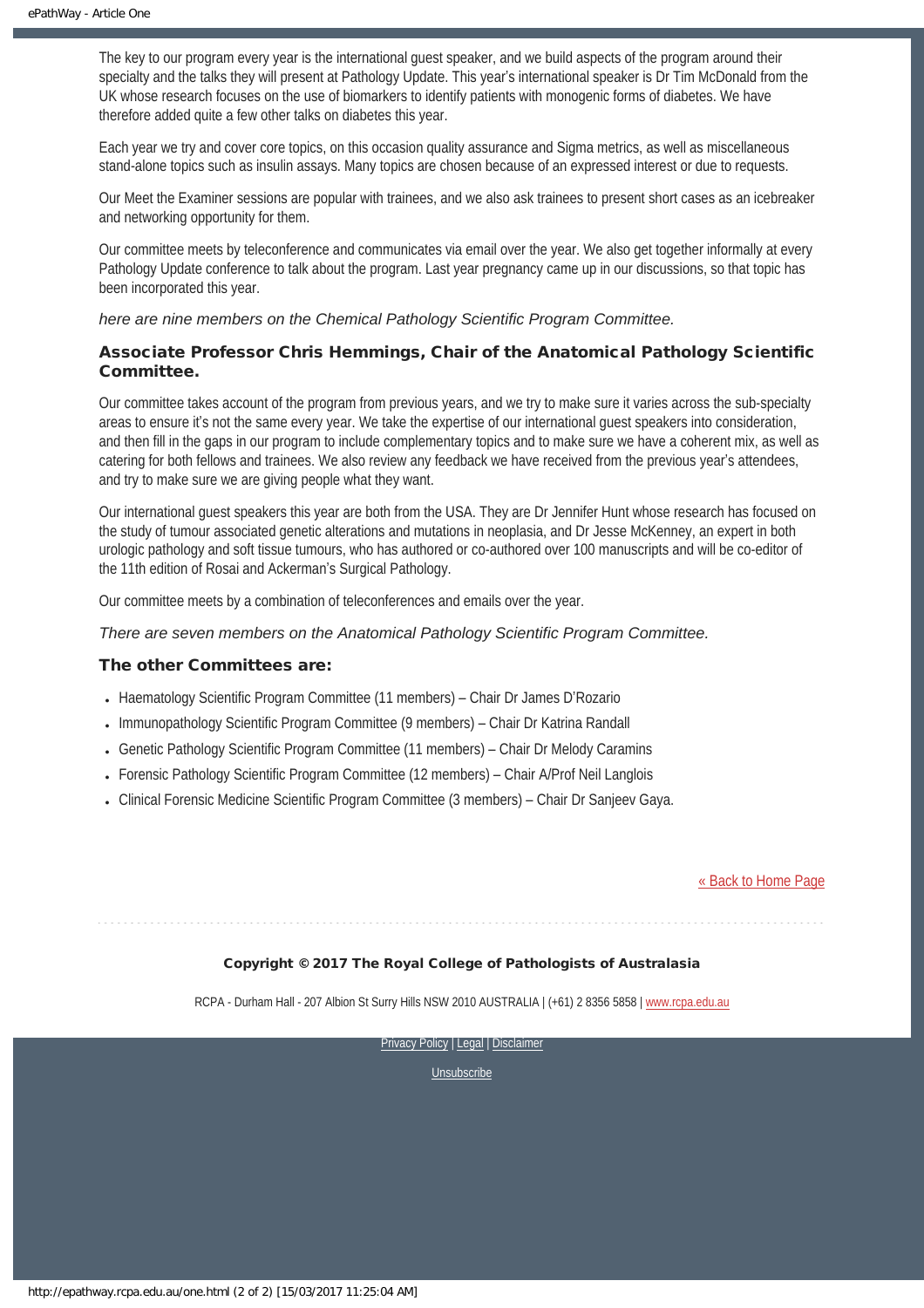The key to our program every year is the international guest speaker, and we build aspects of the program around their specialty and the talks they will present at Pathology Update. This year's international speaker is Dr Tim McDonald from the UK whose research focuses on the use of biomarkers to identify patients with monogenic forms of diabetes. We have therefore added quite a few other talks on diabetes this year.

Each year we try and cover core topics, on this occasion quality assurance and Sigma metrics, as well as miscellaneous stand-alone topics such as insulin assays. Many topics are chosen because of an expressed interest or due to requests.

Our Meet the Examiner sessions are popular with trainees, and we also ask trainees to present short cases as an icebreaker and networking opportunity for them.

Our committee meets by teleconference and communicates via email over the year. We also get together informally at every Pathology Update conference to talk about the program. Last year pregnancy came up in our discussions, so that topic has been incorporated this year.

*here are nine members on the Chemical Pathology Scientific Program Committee.*

### Associate Professor Chris Hemmings, Chair of the Anatomical Pathology Scientific Committee.

Our committee takes account of the program from previous years, and we try to make sure it varies across the sub-specialty areas to ensure it's not the same every year. We take the expertise of our international guest speakers into consideration, and then fill in the gaps in our program to include complementary topics and to make sure we have a coherent mix, as well as catering for both fellows and trainees. We also review any feedback we have received from the previous year's attendees, and try to make sure we are giving people what they want.

Our international guest speakers this year are both from the USA. They are Dr Jennifer Hunt whose research has focused on the study of tumour associated genetic alterations and mutations in neoplasia, and Dr Jesse McKenney, an expert in both urologic pathology and soft tissue tumours, who has authored or co-authored over 100 manuscripts and will be co-editor of the 11th edition of Rosai and Ackerman's Surgical Pathology.

Our committee meets by a combination of teleconferences and emails over the year.

*There are seven members on the Anatomical Pathology Scientific Program Committee.*

### The other Committees are:

- Haematology Scientific Program Committee (11 members) – Chair Dr James D'Rozario
- Immunopathology Scientific Program Committee (9 members) – Chair Dr Katrina Randall
- Genetic Pathology Scientific Program Committee (11 members) – Chair Dr Melody Caramins
- Forensic Pathology Scientific Program Committee (12 members) – Chair A/Prof Neil Langlois
- Clinical Forensic Medicine Scientific Program Committee (3 members) – Chair Dr Sanjeev Gaya.

[« Back to Home Page]

**Copyright © 2017 The Royal College of Pathologists of Australasia**

RCPA - Durham Hall - 207 Albion St Surry Hills NSW 2010 AUSTRALIA | (+61) 2 8356 5858 | www.rcpa.edu.au

Privacy Policy | Legal | Disclaimer

Unsubscribe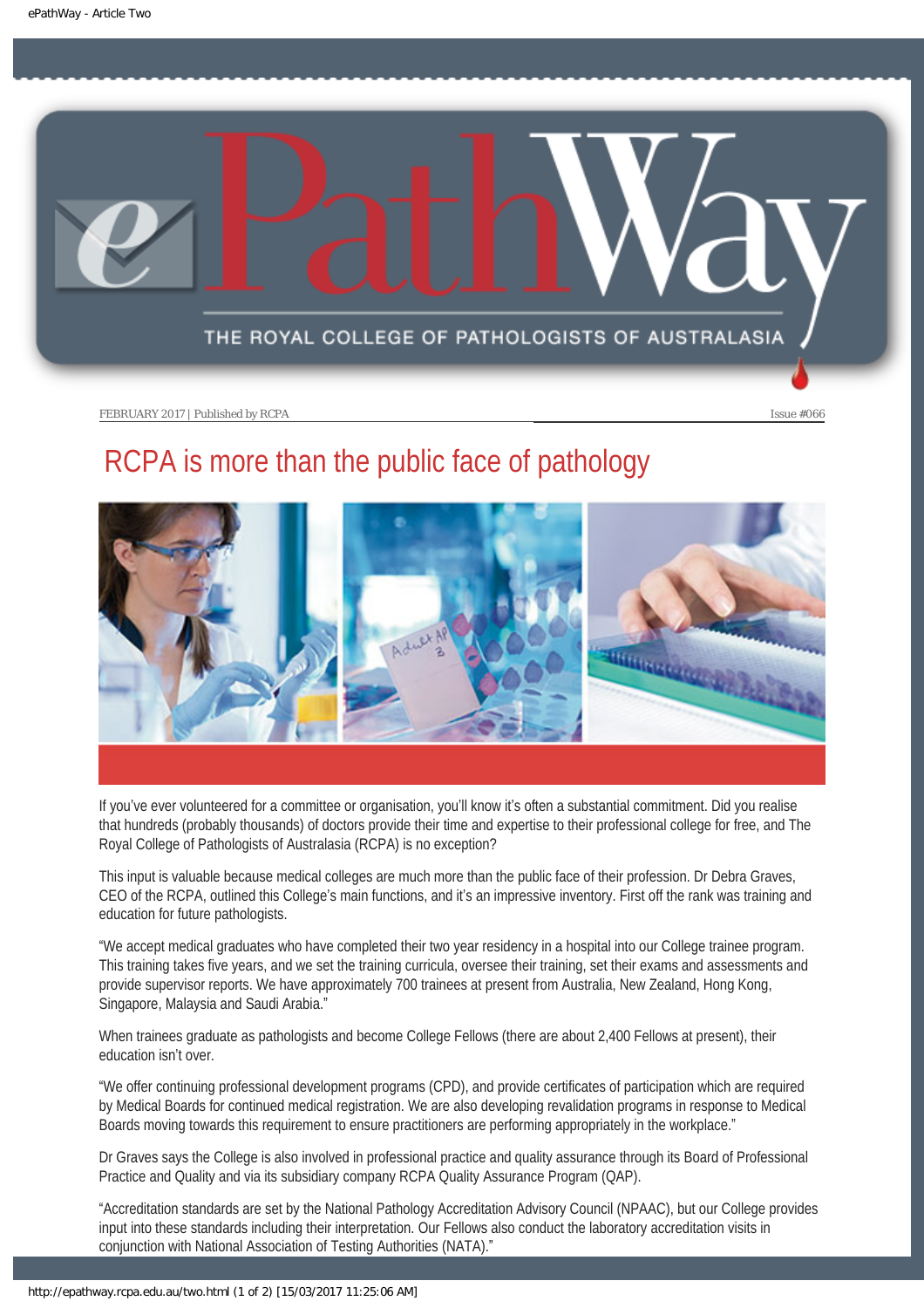FEBRUARY 2017 | Published by RCPA

Issue #066

# RCPA is more than the public face of pathology

If you've ever volunteered for a committee or organisation, you'll know it's often a substantial commitment. Did you realise that hundreds (probably thousands) of doctors provide their time and expertise to their professional college for free, and The Royal College of Pathologists of Australasia (RCPA) is no exception?

This input is valuable because medical colleges are much more than the public face of their profession. Dr Debra Graves, CEO of the RCPA, outlined this College's main functions, and it's an impressive inventory. First off the rank was training and education for future pathologists.

"We accept medical graduates who have completed their two year residency in a hospital into our College trainee program. This training takes five years, and we set the training curricula, oversee their training, set their exams and assessments and provide supervisor reports. We have approximately 700 trainees at present from Australia, New Zealand, Hong Kong, Singapore, Malaysia and Saudi Arabia."

When trainees graduate as pathologists and become College Fellows (there are about 2,400 Fellows at present), their education isn't over.

"We offer continuing professional development programs (CPD), and provide certificates of participation which are required by Medical Boards for continued medical registration. We are also developing revalidation programs in response to Medical Boards moving towards this requirement to ensure practitioners are performing appropriately in the workplace."

Dr Graves says the College is also involved in professional practice and quality assurance through its Board of Professional Practice and Quality and via its subsidiary company RCPA Quality Assurance Program (QAP).

"Accreditation standards are set by the National Pathology Accreditation Advisory Council (NPAAC), but our College provides input into these standards including their interpretation. Our Fellows also conduct the laboratory accreditation visits in conjunction with National Association of Testing Authorities (NATA)."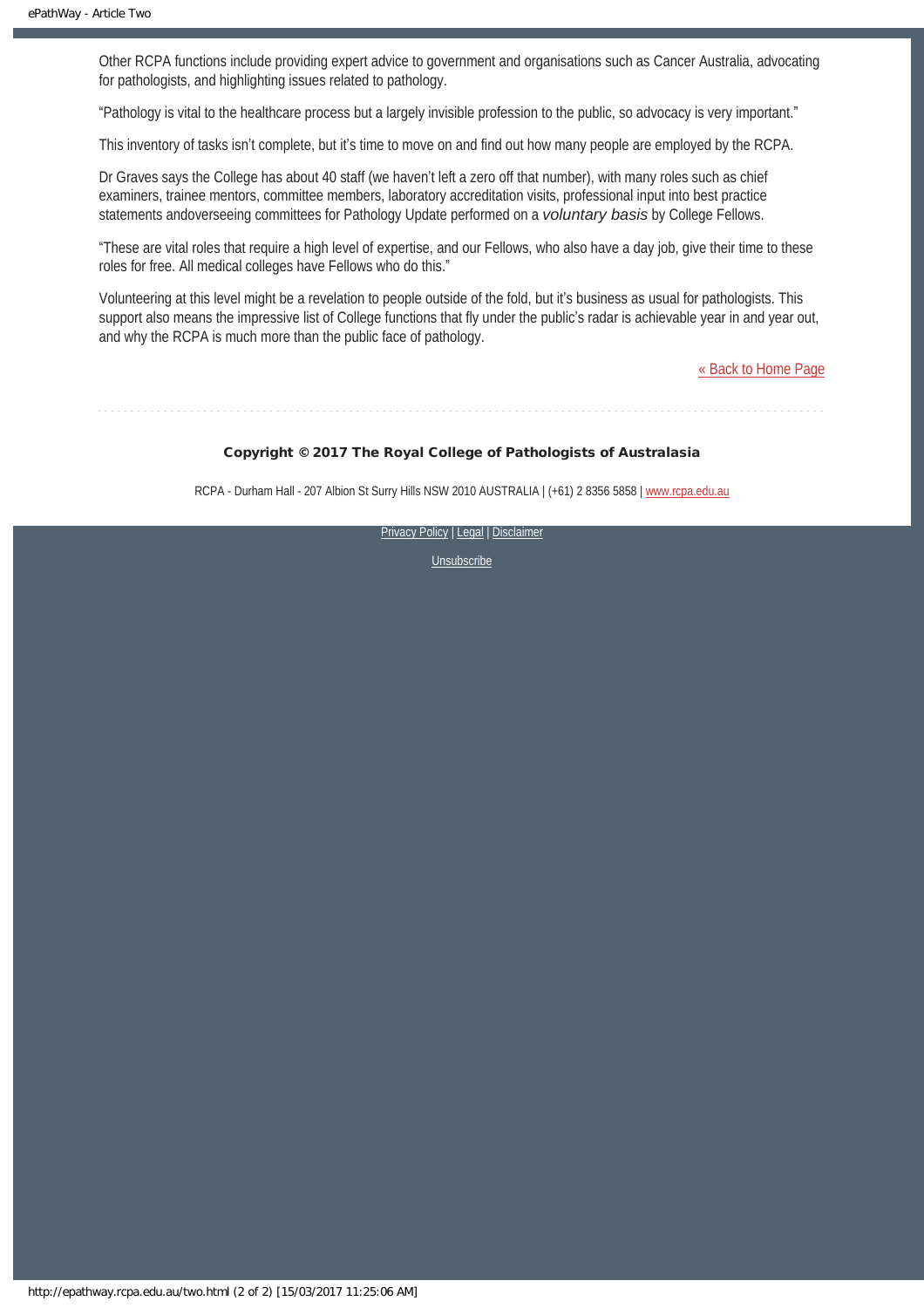Other RCPA functions include providing expert advice to government and organisations such as Cancer Australia, advocating for pathologists, and highlighting issues related to pathology.

“Pathology is vital to the healthcare process but a largely invisible profession to the public, so advocacy is very important.”

This inventory of tasks isn’t complete, but it’s time to move on and find out how many people are employed by the RCPA.

Dr Graves says the College has about 40 staff (we haven’t left a zero off that number), with many roles such as chief examiners, trainee mentors, committee members, laboratory accreditation visits, professional input into best practice statements andoverseeing committees for Pathology Update performed on a *voluntary basis* by College Fellows.

“These are vital roles that require a high level of expertise, and our Fellows, who also have a day job, give their time to these roles for free. All medical colleges have Fellows who do this.”

Volunteering at this level might be a revelation to people outside of the fold, but it’s business as usual for pathologists. This support also means the impressive list of College functions that fly under the public’s radar is achievable year in and year out, and why the RCPA is much more than the public face of pathology.

« Back to Home Page

---

**Copyright © 2017 The Royal College of Pathologists of Australasia**

RCPA - Durham Hall - 207 Albion St Surry Hills NSW 2010 AUSTRALIA | (+61) 2 8356 5858 | www.rcpa.edu.au

Privacy Policy | Legal | Disclaimer

Unsubscribe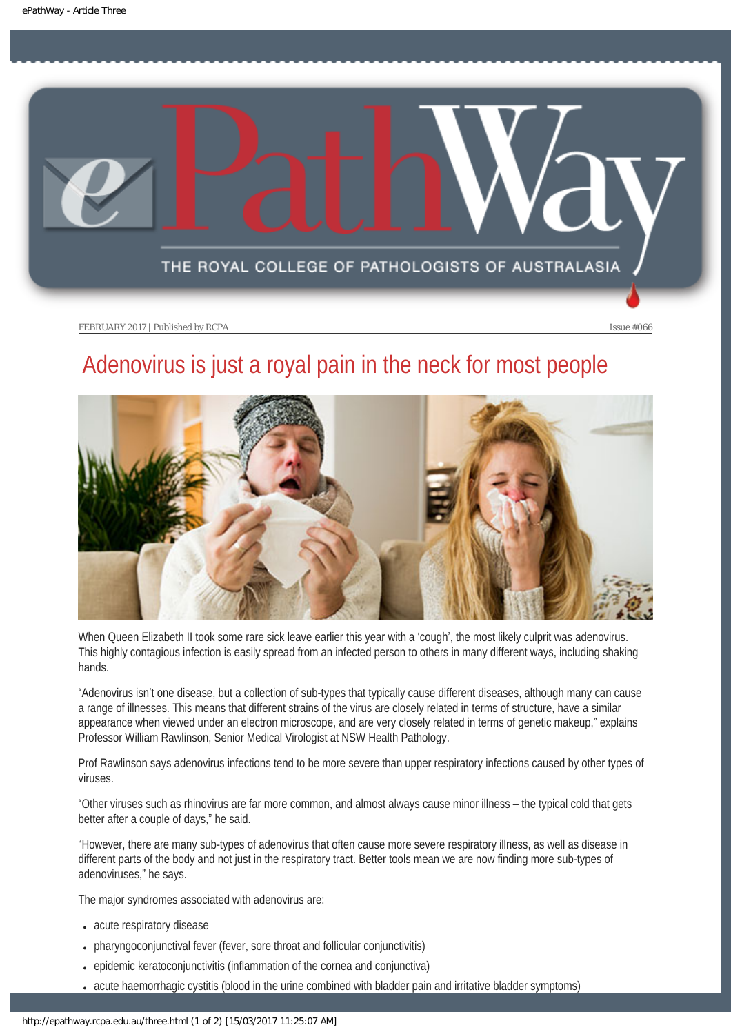FEBRUARY 2017 | Published by RCPA Issue #066

# Adenovirus is just a royal pain in the neck for most people

When Queen Elizabeth II took some rare sick leave earlier this year with a 'cough', the most likely culprit was adenovirus. This highly contagious infection is easily spread from an infected person to others in many different ways, including shaking hands.

"Adenovirus isn't one disease, but a collection of sub-types that typically cause different diseases, although many can cause a range of illnesses. This means that different strains of the virus are closely related in terms of structure, have a similar appearance when viewed under an electron microscope, and are very closely related in terms of genetic makeup," explains Professor William Rawlinson, Senior Medical Virologist at NSW Health Pathology.

Prof Rawlinson says adenovirus infections tend to be more severe than upper respiratory infections caused by other types of viruses.

"Other viruses such as rhinovirus are far more common, and almost always cause minor illness – the typical cold that gets better after a couple of days," he said.

"However, there are many sub-types of adenovirus that often cause more severe respiratory illness, as well as disease in different parts of the body and not just in the respiratory tract. Better tools mean we are now finding more sub-types of adenoviruses," he says.

The major syndromes associated with adenovirus are:

- acute respiratory disease
- pharyngoconjunctival fever (fever, sore throat and follicular conjunctivitis)
- epidemic keratoconjunctivitis (inflammation of the cornea and conjunctiva)
- acute haemorrhagic cystitis (blood in the urine combined with bladder pain and irritative bladder symptoms)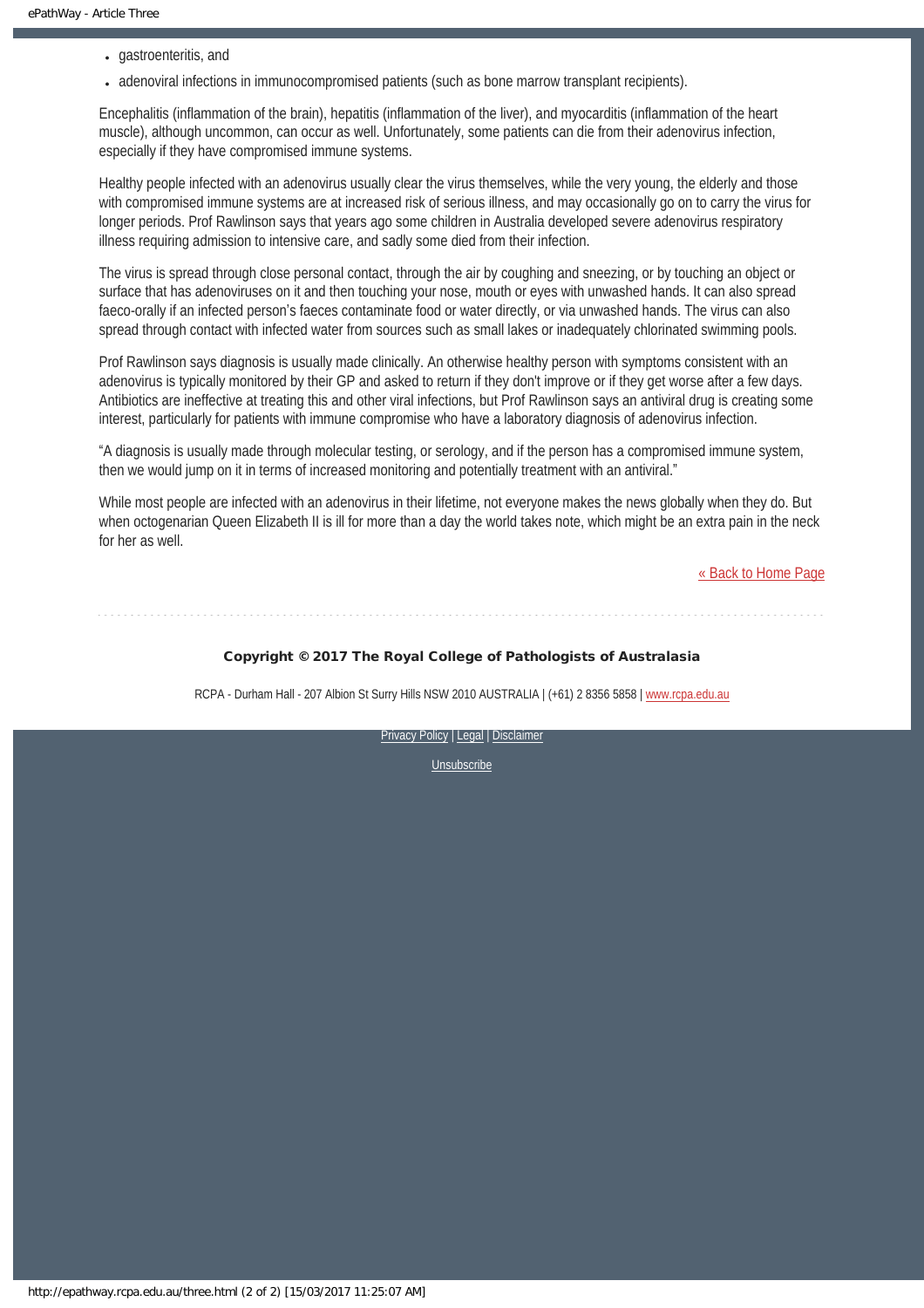- gastroenteritis, and
- adenoviral infections in immunocompromised patients (such as bone marrow transplant recipients).

Encephalitis (inflammation of the brain), hepatitis (inflammation of the liver), and myocarditis (inflammation of the heart muscle), although uncommon, can occur as well. Unfortunately, some patients can die from their adenovirus infection, especially if they have compromised immune systems.

Healthy people infected with an adenovirus usually clear the virus themselves, while the very young, the elderly and those with compromised immune systems are at increased risk of serious illness, and may occasionally go on to carry the virus for longer periods. Prof Rawlinson says that years ago some children in Australia developed severe adenovirus respiratory illness requiring admission to intensive care, and sadly some died from their infection.

The virus is spread through close personal contact, through the air by coughing and sneezing, or by touching an object or surface that has adenoviruses on it and then touching your nose, mouth or eyes with unwashed hands. It can also spread faeco-orally if an infected person's faeces contaminate food or water directly, or via unwashed hands. The virus can also spread through contact with infected water from sources such as small lakes or inadequately chlorinated swimming pools.

Prof Rawlinson says diagnosis is usually made clinically. An otherwise healthy person with symptoms consistent with an adenovirus is typically monitored by their GP and asked to return if they don't improve or if they get worse after a few days. Antibiotics are ineffective at treating this and other viral infections, but Prof Rawlinson says an antiviral drug is creating some interest, particularly for patients with immune compromise who have a laboratory diagnosis of adenovirus infection.

"A diagnosis is usually made through molecular testing, or serology, and if the person has a compromised immune system, then we would jump on it in terms of increased monitoring and potentially treatment with an antiviral."

While most people are infected with an adenovirus in their lifetime, not everyone makes the news globally when they do. But when octogenarian Queen Elizabeth II is ill for more than a day the world takes note, which might be an extra pain in the neck for her as well.

« Back to Home Page

**Copyright © 2017 The Royal College of Pathologists of Australasia**

RCPA - Durham Hall - 207 Albion St Surry Hills NSW 2010 AUSTRALIA | (+61) 2 8356 5858 | www.rcpa.edu.au

Privacy Policy | Legal | Disclaimer

Unsubscribe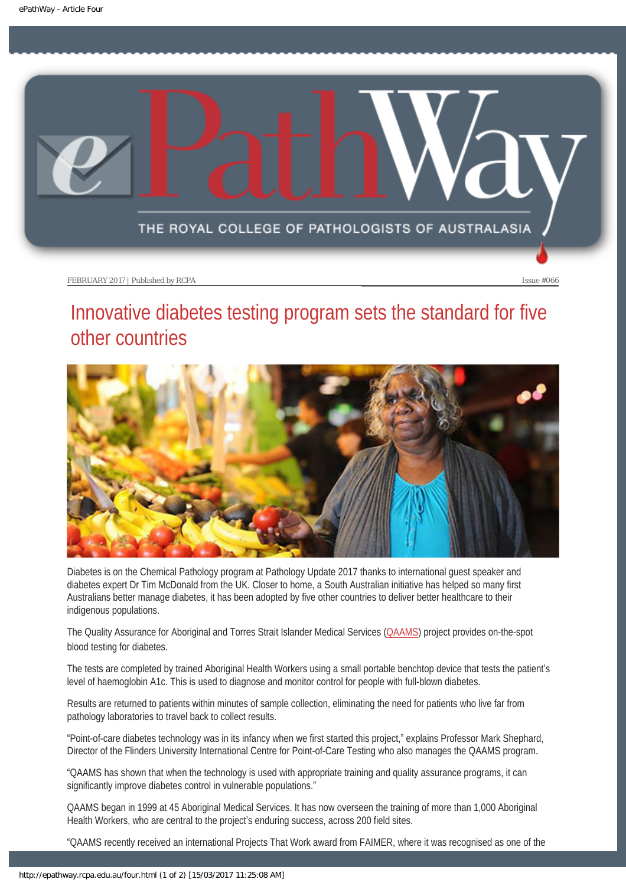FEBRUARY 2017 | Published by RCPA

Issue #066

# Innovative diabetes testing program sets the standard for five other countries

Diabetes is on the Chemical Pathology program at Pathology Update 2017 thanks to international guest speaker and diabetes expert Dr Tim McDonald from the UK. Closer to home, a South Australian initiative has helped so many first Australians better manage diabetes, it has been adopted by five other countries to deliver better healthcare to their indigenous populations.

The Quality Assurance for Aboriginal and Torres Strait Islander Medical Services (QAAMS) project provides on-the-spot blood testing for diabetes.

The tests are completed by trained Aboriginal Health Workers using a small portable benchtop device that tests the patient's level of haemoglobin A1c. This is used to diagnose and monitor control for people with full-blown diabetes.

Results are returned to patients within minutes of sample collection, eliminating the need for patients who live far from pathology laboratories to travel back to collect results.

"Point-of-care diabetes technology was in its infancy when we first started this project," explains Professor Mark Shephard, Director of the Flinders University International Centre for Point-of-Care Testing who also manages the QAAMS program.

"QAAMS has shown that when the technology is used with appropriate training and quality assurance programs, it can significantly improve diabetes control in vulnerable populations."

QAAMS began in 1999 at 45 Aboriginal Medical Services. It has now overseen the training of more than 1,000 Aboriginal Health Workers, who are central to the project's enduring success, across 200 field sites.

"QAAMS recently received an international Projects That Work award from FAIMER, where it was recognised as one of the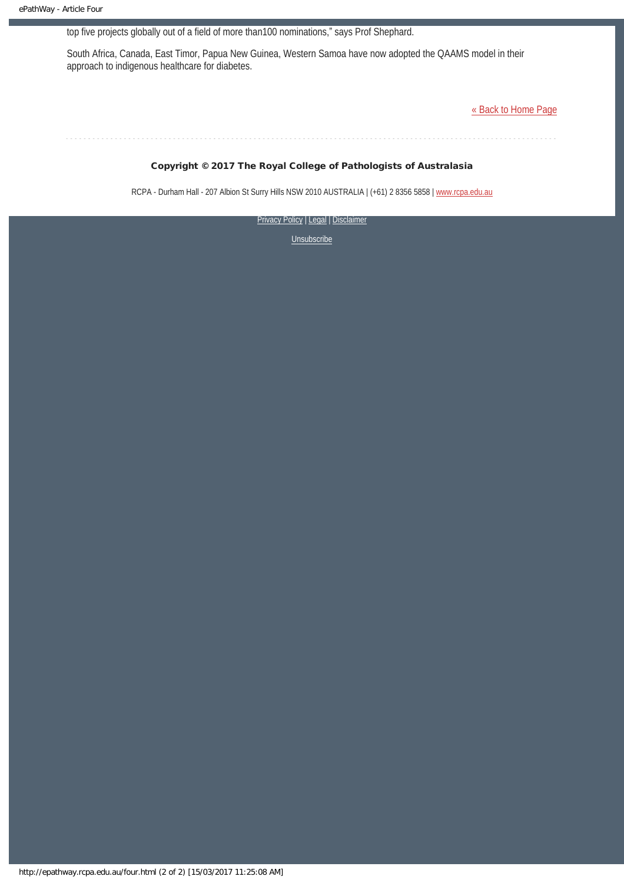top five projects globally out of a field of more than100 nominations," says Prof Shephard.

South Africa, Canada, East Timor, Papua New Guinea, Western Samoa have now adopted the QAAMS model in their approach to indigenous healthcare for diabetes.

« Back to Home Page

**Copyright © 2017 The Royal College of Pathologists of Australasia**

RCPA - Durham Hall - 207 Albion St Surry Hills NSW 2010 AUSTRALIA | (+61) 2 8356 5858 | www.rcpa.edu.au

Privacy Policy | Legal | Disclaimer

Unsubscribe